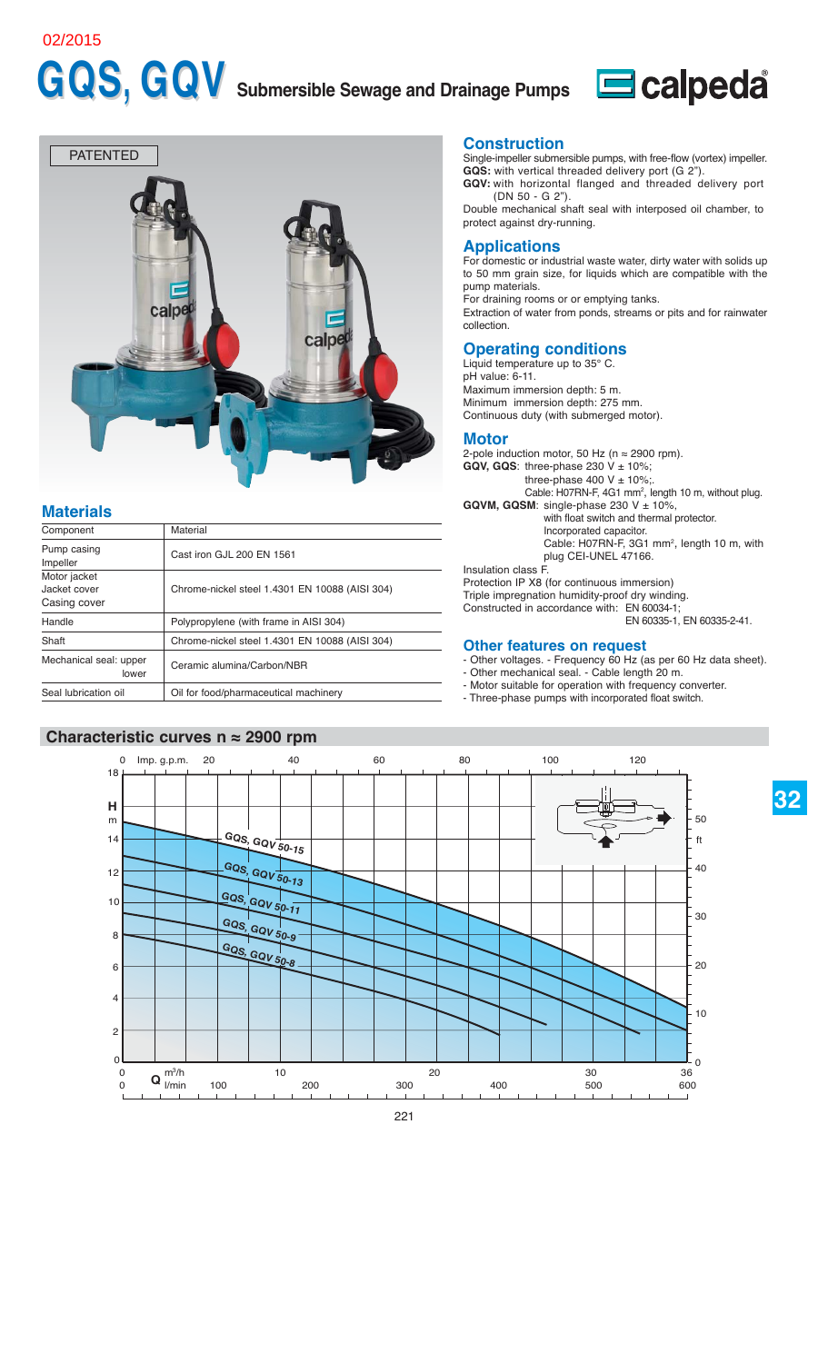02/2015

# GQS, GQV Submersible Sewage and Drainage Pumps

calpeda®

PATENTED

## Materials

| Component | Material |
|---|---|
| Pump casing<br>Impeller | Cast iron GJL 200 EN 1561 |
| Motor jacket<br>Jacket cover<br>Casing cover | Chrome-nickel steel 1.4301 EN 10088 (AISI 304) |
| Handle | Polypropylene (with frame in AISI 304) |
| Shaft | Chrome-nickel steel 1.4301 EN 10088 (AISI 304) |
| Mechanical seal: upper<br>lower | Ceramic alumina/Carbon/NBR |
| Seal lubrication oil | Oil for food/pharmaceutical machinery |

## Construction

Single-impeller submersible pumps, with free-flow (vortex) impeller.
**GQS:** with vertical threaded delivery port (G 2").
**GQV:** with horizontal flanged and threaded delivery port (DN 50 - G 2").
Double mechanical shaft seal with interposed oil chamber, to protect against dry-running.

## Applications

For domestic or industrial waste water, dirty water with solids up to 50 mm grain size, for liquids which are compatible with the pump materials.
For draining rooms or or emptying tanks.
Extraction of water from ponds, streams or pits and for rainwater collection.

## Operating conditions

Liquid temperature up to 35° C.
pH value: 6-11.
Maximum immersion depth: 5 m.
Minimum immersion depth: 275 mm.
Continuous duty (with submerged motor).

## Motor

2-pole induction motor, 50 Hz (n ≈ 2900 rpm).
**GQV, GQS**: three-phase 230 V ± 10%;
three-phase 400 V ± 10%;.
Cable: H07RN-F, 4G1 mm², length 10 m, without plug.
**GQVM, GQSM**: single-phase 230 V ± 10%,
with float switch and thermal protector.
Incorporated capacitor.
Cable: H07RN-F, 3G1 mm², length 10 m, with plug CEI-UNEL 47166.

Insulation class F.
Protection IP X8 (for continuous immersion)
Triple impregnation humidity-proof dry winding.
Constructed in accordance with: EN 60034-1;
EN 60335-1, EN 60335-2-41.

## Other features on request

- Other voltages. - Frequency 60 Hz (as per 60 Hz data sheet).
- Other mechanical seal. - Cable length 20 m.
- Motor suitable for operation with frequency converter.
- Three-phase pumps with incorporated float switch.

## Characteristic curves n ≈ 2900 rpm

H m / ft; Q m³/h, l/min, Imp. g.p.m.

GQS, GQV 50-15
GQS, GQV 50-13
GQS, GQV 50-11
GQS, GQV 50-9
GQS, GQV 50-8

32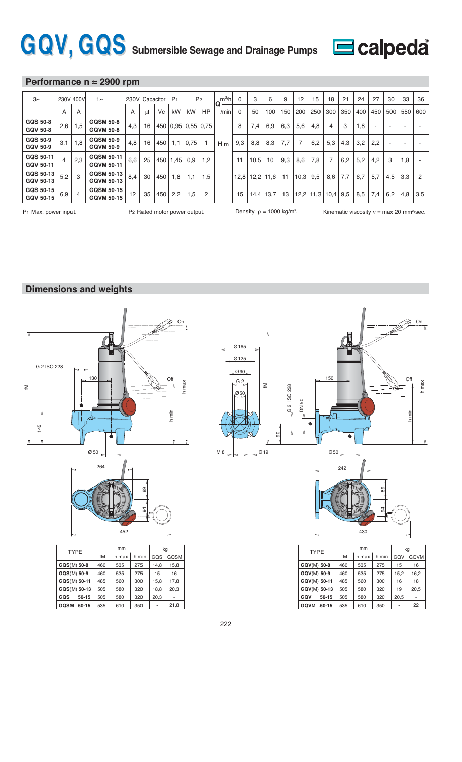# GQV, GQS Submersible Sewage and Drainage Pumps

calpeda

## Performance n ≈ 2900 rpm

| 3~ | 230V | 400V | 1~ | 230V | Capacitor | | $P_1$ | $P_2$ | | Q $m^3/h$ | 0 | 3 | 6 | 9 | 12 | 15 | 18 | 21 | 24 | 27 | 30 | 33 | 36 |
|---|---|---|---|---|---|---|---|---|---|---|---|---|---|---|---|---|---|---|---|---|---|---|---|
| | A | A | | A | µf | Vc | kW | kW | HP | l/min | 0 | 50 | 100 | 150 | 200 | 250 | 300 | 350 | 400 | 450 | 500 | 550 | 600 |
| GQS 50-8 GQV 50-8 | 2,6 | 1,5 | GQSM 50-8 GQVM 50-8 | 4,3 | 16 | 450 | 0,95 | 0,55 | 0,75 | H m | 8 | 7,4 | 6,9 | 6,3 | 5,6 | 4,8 | 4 | 3 | 1,8 | - | - | - | - |
| GQS 50-9 GQV 50-9 | 3,1 | 1,8 | GQSM 50-9 GQVM 50-9 | 4,8 | 16 | 450 | 1,1 | 0,75 | 1 | | 9,3 | 8,8 | 8,3 | 7,7 | 7 | 6,2 | 5,3 | 4,3 | 3,2 | 2,2 | - | - | - |
| GQS 50-11 GQV 50-11 | 4 | 2,3 | GQSM 50-11 GQVM 50-11 | 6,6 | 25 | 450 | 1,45 | 0,9 | 1,2 | | 11 | 10,5 | 10 | 9,3 | 8,6 | 7,8 | 7 | 6,2 | 5,2 | 4,2 | 3 | 1,8 | - |
| GQS 50-13 GQV 50-13 | 5,2 | 3 | GQSM 50-13 GQVM 50-13 | 8,4 | 30 | 450 | 1,8 | 1,1 | 1,5 | | 12,8 | 12,2 | 11,6 | 11 | 10,3 | 9,5 | 8,6 | 7,7 | 6,7 | 5,7 | 4,5 | 3,3 | 2 |
| GQS 50-15 GQV 50-15 | 6,9 | 4 | GQSM 50-15 GQVM 50-15 | 12 | 35 | 450 | 2,2 | 1,5 | 2 | | 15 | 14,4 | 13,7 | 13 | 12,2 | 11,3 | 10,4 | 9,5 | 8,5 | 7,4 | 6,2 | 4,8 | 3,5 |

$P_1$ Max. power input. $P_2$ Rated motor power output. Density $\rho$ = 1000 kg/m³. Kinematic viscosity $\nu$ = max 20 mm²/sec.

## Dimensions and weights

| TYPE | mm | | | kg | |
|---|---|---|---|---|---|
| | fM | h max | h min | GQS | GQSM |
| GQS(M) 50-8 | 460 | 535 | 275 | 14,8 | 15,8 |
| GQS(M) 50-9 | 460 | 535 | 275 | 15 | 16 |
| GQS(M) 50-11 | 485 | 560 | 300 | 15,8 | 17,8 |
| GQS(M) 50-13 | 505 | 580 | 320 | 18,8 | 20,3 |
| GQS 50-15 | 505 | 580 | 320 | 20,3 | - |
| GQSM 50-15 | 535 | 610 | 350 | - | 21,8 |

| TYPE | mm | | | kg | |
|---|---|---|---|---|---|
| | fM | h max | h min | GQV | GQVM |
| GQV(M) 50-8 | 460 | 535 | 275 | 15 | 16 |
| GQV(M) 50-9 | 460 | 535 | 275 | 15,2 | 16,2 |
| GQV(M) 50-11 | 485 | 560 | 300 | 16 | 18 |
| GQV(M) 50-13 | 505 | 580 | 320 | 19 | 20,5 |
| GQV 50-15 | 505 | 580 | 320 | 20,5 | - |
| GQVM 50-15 | 535 | 610 | 350 | - | 22 |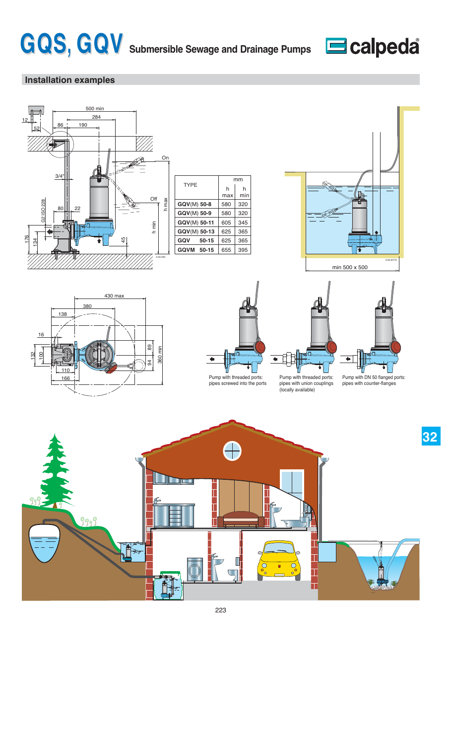# GQS, GQV Submersible Sewage and Drainage Pumps

## Installation examples

| TYPE | mm | |
|---|---|---|
| | h max | h min |
| GQV(M) 50-8 | 580 | 320 |
| GQV(M) 50-9 | 580 | 320 |
| GQV(M) 50-11 | 605 | 345 |
| GQV(M) 50-13 | 625 | 365 |
| GQV 50-15 | 625 | 365 |
| GQVM 50-15 | 655 | 395 |

min 500 x 500

Pump with threaded ports: pipes screwed into the ports

Pump with threaded ports: pipes with union couplings (locally available)

Pump with DN 50 flanged ports: pipes with counter-flanges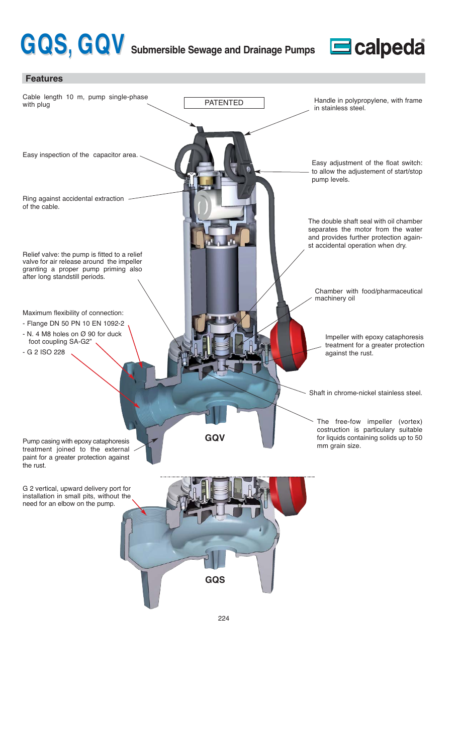# GQS, GQV Submersible Sewage and Drainage Pumps

calpeda

## Features

PATENTED

Cable length 10 m, pump single-phase with plug

Handle in polypropylene, with frame in stainless steel.

Easy inspection of the capacitor area.

Easy adjustment of the float switch: to allow the adjustement of start/stop pump levels.

Ring against accidental extraction of the cable.

The double shaft seal with oil chamber separates the motor from the water and provides further protection against accidental operation when dry.

Relief valve: the pump is fitted to a relief valve for air release around the impeller granting a proper pump priming also after long standstill periods.

Chamber with food/pharmaceutical machinery oil

Maximum flexibility of connection:
- Flange DN 50 PN 10 EN 1092-2
- N. 4 M8 holes on Ø 90 for duck foot coupling SA-G2"
- G 2 ISO 228

Impeller with epoxy cataphoresis treatment for a greater protection against the rust.

Shaft in chrome-nickel stainless steel.

The free-fow impeller (vortex) costruction is particulary suitable for liquids containing solids up to 50 mm grain size.

Pump casing with epoxy cataphoresis treatment joined to the external paint for a greater protection against the rust.

GQV

G 2 vertical, upward delivery port for installation in small pits, without the need for an elbow on the pump.

GQS